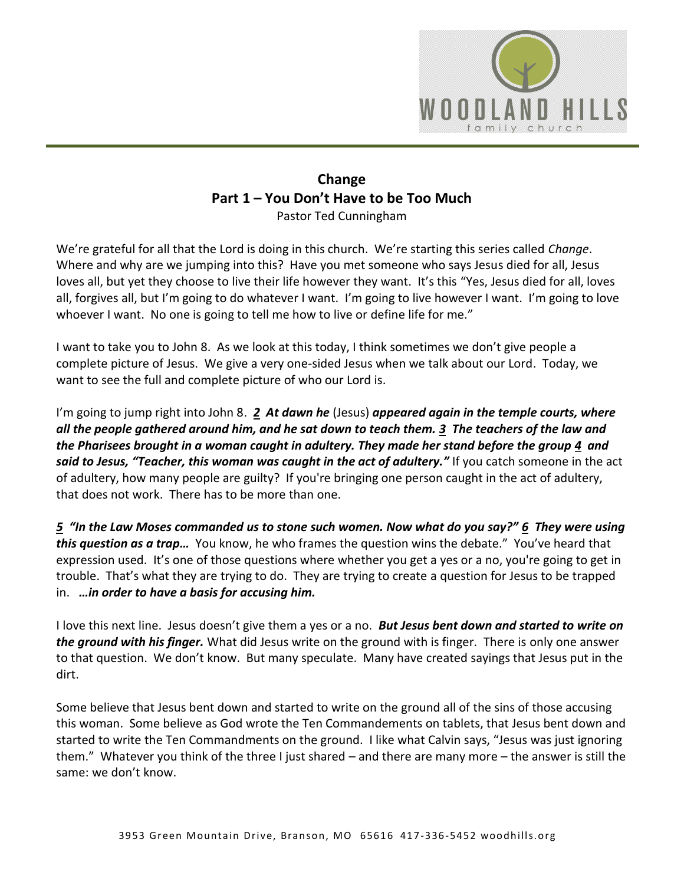# Change
## Part 1 – You Don't Have to be Too Much
Pastor Ted Cunningham

We're grateful for all that the Lord is doing in this church. We're starting this series called *Change*. Where and why are we jumping into this? Have you met someone who says Jesus died for all, Jesus loves all, but yet they choose to live their life however they want. It's this "Yes, Jesus died for all, loves all, forgives all, but I'm going to do whatever I want. I'm going to live however I want. I'm going to love whoever I want. No one is going to tell me how to live or define life for me."

I want to take you to John 8. As we look at this today, I think sometimes we don't give people a complete picture of Jesus. We give a very one-sided Jesus when we talk about our Lord. Today, we want to see the full and complete picture of who our Lord is.

I'm going to jump right into John 8. ***2 At dawn he*** (Jesus) ***appeared again in the temple courts, where all the people gathered around him, and he sat down to teach them. 3 The teachers of the law and the Pharisees brought in a woman caught in adultery. They made her stand before the group 4 and said to Jesus, "Teacher, this woman was caught in the act of adultery."*** If you catch someone in the act of adultery, how many people are guilty? If you're bringing one person caught in the act of adultery, that does not work. There has to be more than one.

***5 "In the Law Moses commanded us to stone such women. Now what do you say?" 6 They were using this question as a trap…*** You know, he who frames the question wins the debate." You've heard that expression used. It's one of those questions where whether you get a yes or a no, you're going to get in trouble. That's what they are trying to do. They are trying to create a question for Jesus to be trapped in. ***…in order to have a basis for accusing him.***

I love this next line. Jesus doesn't give them a yes or a no. ***But Jesus bent down and started to write on the ground with his finger.*** What did Jesus write on the ground with is finger. There is only one answer to that question. We don't know. But many speculate. Many have created sayings that Jesus put in the dirt.

Some believe that Jesus bent down and started to write on the ground all of the sins of those accusing this woman. Some believe as God wrote the Ten Commandements on tablets, that Jesus bent down and started to write the Ten Commandments on the ground. I like what Calvin says, "Jesus was just ignoring them." Whatever you think of the three I just shared – and there are many more – the answer is still the same: we don't know.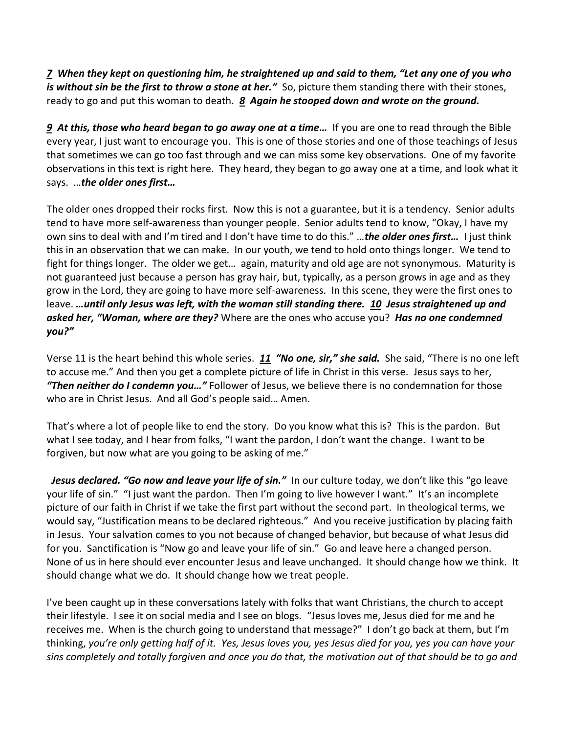***7*** ***When they kept on questioning him, he straightened up and said to them, "Let any one of you who is without sin be the first to throw a stone at her."*** So, picture them standing there with their stones, ready to go and put this woman to death. ***8*** ***Again he stooped down and wrote on the ground.***

***9*** ***At this, those who heard began to go away one at a time…*** If you are one to read through the Bible every year, I just want to encourage you. This is one of those stories and one of those teachings of Jesus that sometimes we can go too fast through and we can miss some key observations. One of my favorite observations in this text is right here. They heard, they began to go away one at a time, and look what it says. …***the older ones first…***

The older ones dropped their rocks first. Now this is not a guarantee, but it is a tendency. Senior adults tend to have more self-awareness than younger people. Senior adults tend to know, "Okay, I have my own sins to deal with and I'm tired and I don't have time to do this." …***the older ones first…*** I just think this in an observation that we can make. In our youth, we tend to hold onto things longer. We tend to fight for things longer. The older we get… again, maturity and old age are not synonymous. Maturity is not guaranteed just because a person has gray hair, but, typically, as a person grows in age and as they grow in the Lord, they are going to have more self-awareness. In this scene, they were the first ones to leave. ***…until only Jesus was left, with the woman still standing there.*** ***10*** ***Jesus straightened up and asked her, "Woman, where are they?*** Where are the ones who accuse you? ***Has no one condemned you?"***

Verse 11 is the heart behind this whole series. ***11*** ***"No one, sir," she said.*** She said, "There is no one left to accuse me." And then you get a complete picture of life in Christ in this verse. Jesus says to her, ***"Then neither do I condemn you…"*** Follower of Jesus, we believe there is no condemnation for those who are in Christ Jesus. And all God's people said… Amen.

That's where a lot of people like to end the story. Do you know what this is? This is the pardon. But what I see today, and I hear from folks, "I want the pardon, I don't want the change. I want to be forgiven, but now what are you going to be asking of me."

***Jesus declared. "Go now and leave your life of sin."*** In our culture today, we don't like this "go leave your life of sin." "I just want the pardon. Then I'm going to live however I want." It's an incomplete picture of our faith in Christ if we take the first part without the second part. In theological terms, we would say, "Justification means to be declared righteous." And you receive justification by placing faith in Jesus. Your salvation comes to you not because of changed behavior, but because of what Jesus did for you. Sanctification is "Now go and leave your life of sin." Go and leave here a changed person. None of us in here should ever encounter Jesus and leave unchanged. It should change how we think. It should change what we do. It should change how we treat people.

I've been caught up in these conversations lately with folks that want Christians, the church to accept their lifestyle. I see it on social media and I see on blogs. "Jesus loves me, Jesus died for me and he receives me. When is the church going to understand that message?" I don't go back at them, but I'm thinking, *you're only getting half of it. Yes, Jesus loves you, yes Jesus died for you, yes you can have your sins completely and totally forgiven and once you do that, the motivation out of that should be to go and*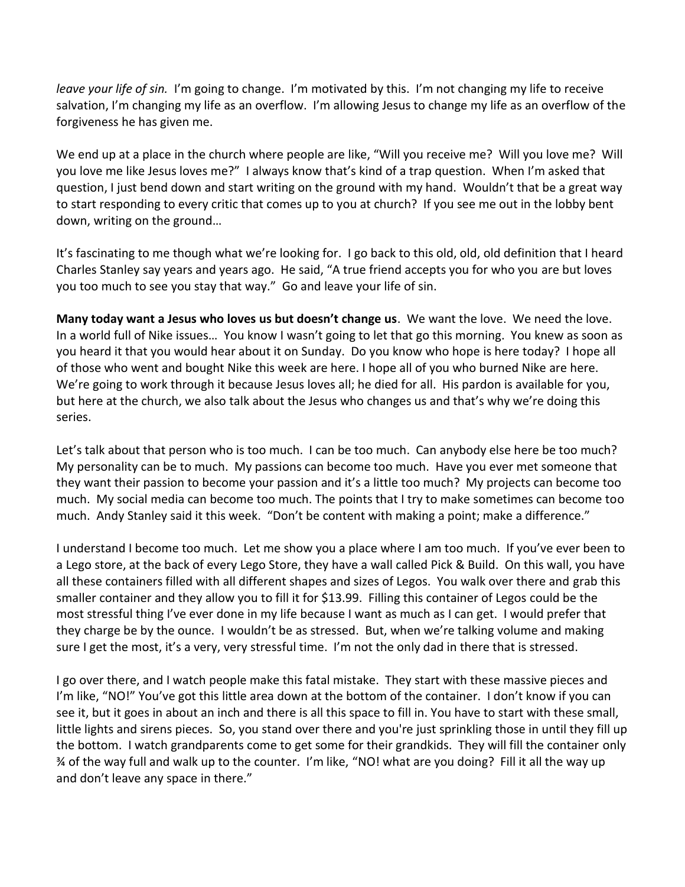*leave your life of sin.* I'm going to change. I'm motivated by this. I'm not changing my life to receive salvation, I'm changing my life as an overflow. I'm allowing Jesus to change my life as an overflow of the forgiveness he has given me.

We end up at a place in the church where people are like, "Will you receive me? Will you love me? Will you love me like Jesus loves me?" I always know that's kind of a trap question. When I'm asked that question, I just bend down and start writing on the ground with my hand. Wouldn't that be a great way to start responding to every critic that comes up to you at church? If you see me out in the lobby bent down, writing on the ground…

It's fascinating to me though what we're looking for. I go back to this old, old, old definition that I heard Charles Stanley say years and years ago. He said, "A true friend accepts you for who you are but loves you too much to see you stay that way." Go and leave your life of sin.

**Many today want a Jesus who loves us but doesn't change us**. We want the love. We need the love. In a world full of Nike issues… You know I wasn't going to let that go this morning. You knew as soon as you heard it that you would hear about it on Sunday. Do you know who hope is here today? I hope all of those who went and bought Nike this week are here. I hope all of you who burned Nike are here. We're going to work through it because Jesus loves all; he died for all. His pardon is available for you, but here at the church, we also talk about the Jesus who changes us and that's why we're doing this series.

Let's talk about that person who is too much. I can be too much. Can anybody else here be too much? My personality can be to much. My passions can become too much. Have you ever met someone that they want their passion to become your passion and it's a little too much? My projects can become too much. My social media can become too much. The points that I try to make sometimes can become too much. Andy Stanley said it this week. "Don't be content with making a point; make a difference."

I understand I become too much. Let me show you a place where I am too much. If you've ever been to a Lego store, at the back of every Lego Store, they have a wall called Pick & Build. On this wall, you have all these containers filled with all different shapes and sizes of Legos. You walk over there and grab this smaller container and they allow you to fill it for $13.99. Filling this container of Legos could be the most stressful thing I've ever done in my life because I want as much as I can get. I would prefer that they charge be by the ounce. I wouldn't be as stressed. But, when we're talking volume and making sure I get the most, it's a very, very stressful time. I'm not the only dad in there that is stressed.

I go over there, and I watch people make this fatal mistake. They start with these massive pieces and I'm like, "NO!" You've got this little area down at the bottom of the container. I don't know if you can see it, but it goes in about an inch and there is all this space to fill in. You have to start with these small, little lights and sirens pieces. So, you stand over there and you're just sprinkling those in until they fill up the bottom. I watch grandparents come to get some for their grandkids. They will fill the container only ¾ of the way full and walk up to the counter. I'm like, "NO! what are you doing? Fill it all the way up and don't leave any space in there."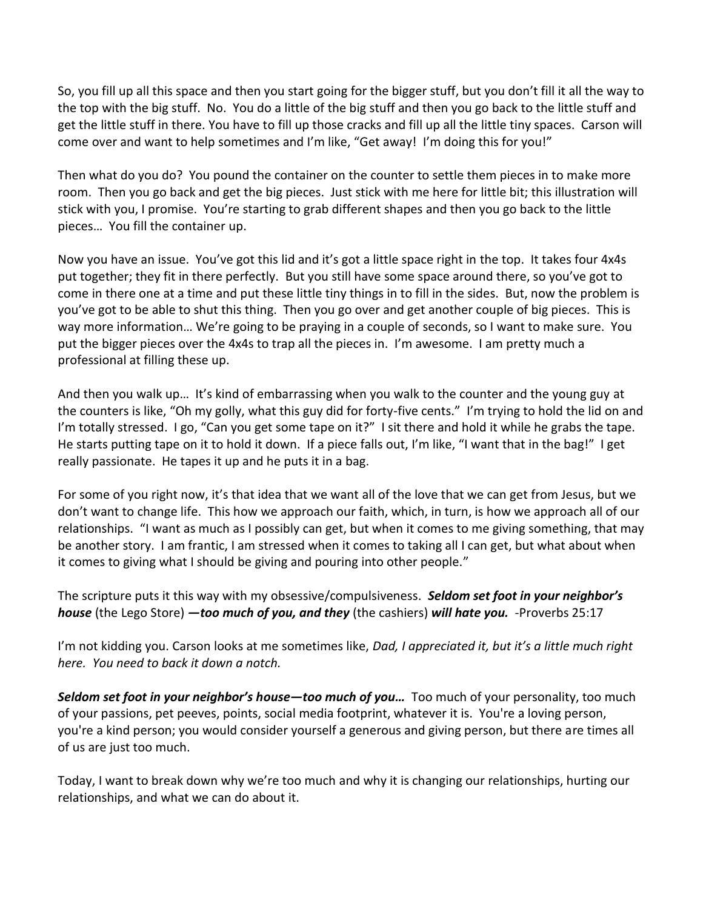So, you fill up all this space and then you start going for the bigger stuff, but you don't fill it all the way to the top with the big stuff. No. You do a little of the big stuff and then you go back to the little stuff and get the little stuff in there. You have to fill up those cracks and fill up all the little tiny spaces. Carson will come over and want to help sometimes and I'm like, "Get away! I'm doing this for you!"

Then what do you do? You pound the container on the counter to settle them pieces in to make more room. Then you go back and get the big pieces. Just stick with me here for little bit; this illustration will stick with you, I promise. You're starting to grab different shapes and then you go back to the little pieces… You fill the container up.

Now you have an issue. You've got this lid and it's got a little space right in the top. It takes four 4x4s put together; they fit in there perfectly. But you still have some space around there, so you've got to come in there one at a time and put these little tiny things in to fill in the sides. But, now the problem is you've got to be able to shut this thing. Then you go over and get another couple of big pieces. This is way more information… We're going to be praying in a couple of seconds, so I want to make sure. You put the bigger pieces over the 4x4s to trap all the pieces in. I'm awesome. I am pretty much a professional at filling these up.

And then you walk up… It's kind of embarrassing when you walk to the counter and the young guy at the counters is like, "Oh my golly, what this guy did for forty-five cents." I'm trying to hold the lid on and I'm totally stressed. I go, "Can you get some tape on it?" I sit there and hold it while he grabs the tape. He starts putting tape on it to hold it down. If a piece falls out, I'm like, "I want that in the bag!" I get really passionate. He tapes it up and he puts it in a bag.

For some of you right now, it's that idea that we want all of the love that we can get from Jesus, but we don't want to change life. This how we approach our faith, which, in turn, is how we approach all of our relationships. "I want as much as I possibly can get, but when it comes to me giving something, that may be another story. I am frantic, I am stressed when it comes to taking all I can get, but what about when it comes to giving what I should be giving and pouring into other people."

The scripture puts it this way with my obsessive/compulsiveness. ***Seldom set foot in your neighbor's house*** (the Lego Store) ***—too much of you, and they*** (the cashiers) ***will hate you.*** -Proverbs 25:17

I'm not kidding you. Carson looks at me sometimes like, *Dad, I appreciated it, but it's a little much right here. You need to back it down a notch.*

***Seldom set foot in your neighbor's house—too much of you…*** Too much of your personality, too much of your passions, pet peeves, points, social media footprint, whatever it is. You're a loving person, you're a kind person; you would consider yourself a generous and giving person, but there are times all of us are just too much.

Today, I want to break down why we're too much and why it is changing our relationships, hurting our relationships, and what we can do about it.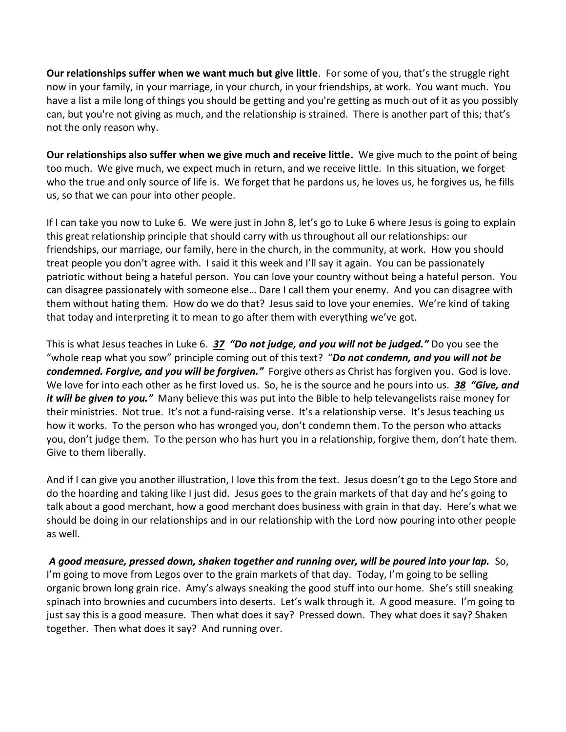**Our relationships suffer when we want much but give little**. For some of you, that's the struggle right now in your family, in your marriage, in your church, in your friendships, at work. You want much. You have a list a mile long of things you should be getting and you're getting as much out of it as you possibly can, but you're not giving as much, and the relationship is strained. There is another part of this; that's not the only reason why.

**Our relationships also suffer when we give much and receive little.** We give much to the point of being too much. We give much, we expect much in return, and we receive little. In this situation, we forget who the true and only source of life is. We forget that he pardons us, he loves us, he forgives us, he fills us, so that we can pour into other people.

If I can take you now to Luke 6. We were just in John 8, let's go to Luke 6 where Jesus is going to explain this great relationship principle that should carry with us throughout all our relationships: our friendships, our marriage, our family, here in the church, in the community, at work. How you should treat people you don't agree with. I said it this week and I'll say it again. You can be passionately patriotic without being a hateful person. You can love your country without being a hateful person. You can disagree passionately with someone else… Dare I call them your enemy. And you can disagree with them without hating them. How do we do that? Jesus said to love your enemies. We're kind of taking that today and interpreting it to mean to go after them with everything we've got.

This is what Jesus teaches in Luke 6. ***37*** ***"Do not judge, and you will not be judged."*** Do you see the "whole reap what you sow" principle coming out of this text? "***Do not condemn, and you will not be condemned. Forgive, and you will be forgiven."*** Forgive others as Christ has forgiven you. God is love. We love for into each other as he first loved us. So, he is the source and he pours into us. ***38*** ***"Give, and it will be given to you."*** Many believe this was put into the Bible to help televangelists raise money for their ministries. Not true. It's not a fund-raising verse. It's a relationship verse. It's Jesus teaching us how it works. To the person who has wronged you, don't condemn them. To the person who attacks you, don't judge them. To the person who has hurt you in a relationship, forgive them, don't hate them. Give to them liberally.

And if I can give you another illustration, I love this from the text. Jesus doesn't go to the Lego Store and do the hoarding and taking like I just did. Jesus goes to the grain markets of that day and he's going to talk about a good merchant, how a good merchant does business with grain in that day. Here's what we should be doing in our relationships and in our relationship with the Lord now pouring into other people as well.

***A good measure, pressed down, shaken together and running over, will be poured into your lap.*** So, I'm going to move from Legos over to the grain markets of that day. Today, I'm going to be selling organic brown long grain rice. Amy's always sneaking the good stuff into our home. She's still sneaking spinach into brownies and cucumbers into deserts. Let's walk through it. A good measure. I'm going to just say this is a good measure. Then what does it say? Pressed down. They what does it say? Shaken together. Then what does it say? And running over.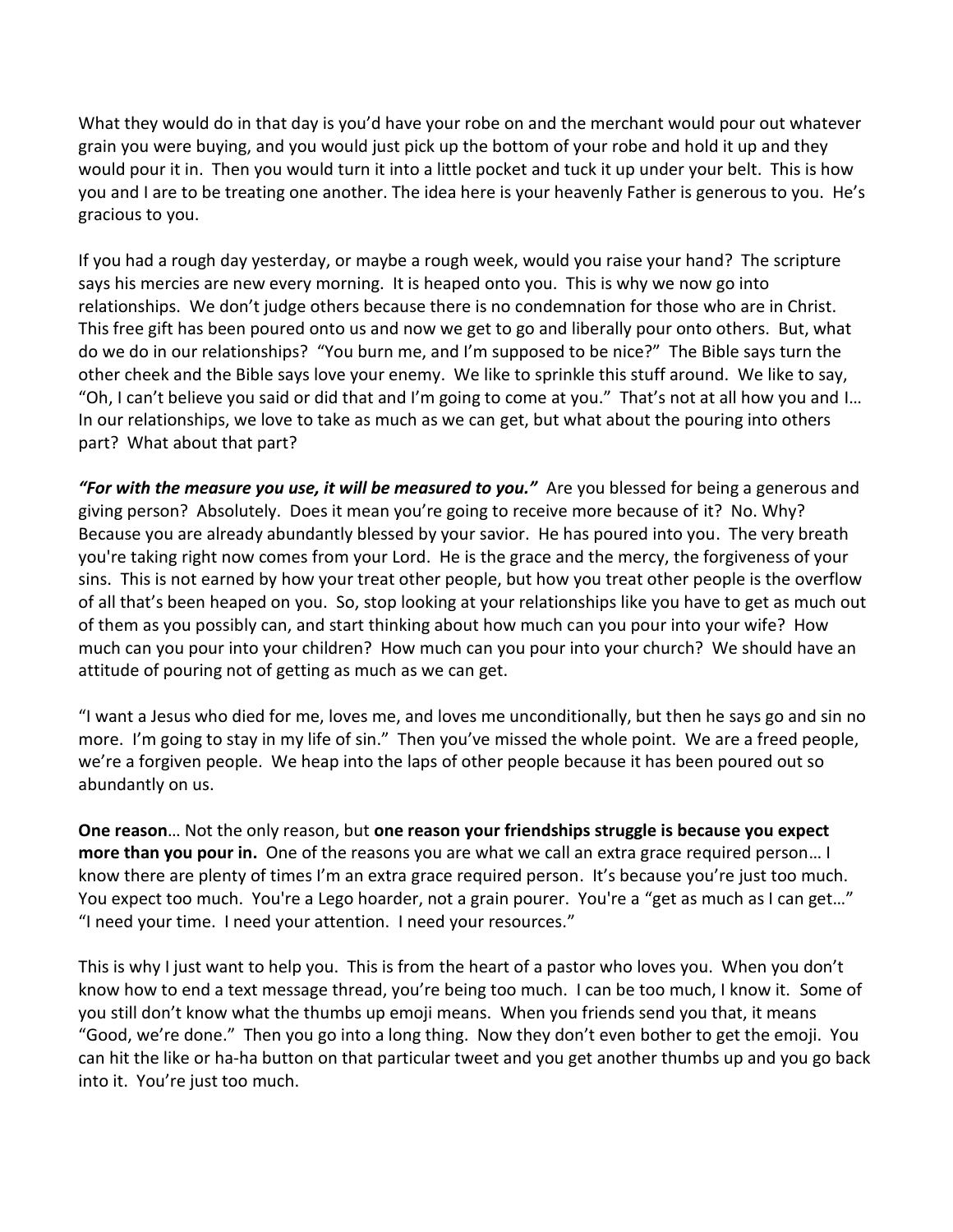What they would do in that day is you'd have your robe on and the merchant would pour out whatever grain you were buying, and you would just pick up the bottom of your robe and hold it up and they would pour it in. Then you would turn it into a little pocket and tuck it up under your belt. This is how you and I are to be treating one another. The idea here is your heavenly Father is generous to you. He's gracious to you.

If you had a rough day yesterday, or maybe a rough week, would you raise your hand? The scripture says his mercies are new every morning. It is heaped onto you. This is why we now go into relationships. We don't judge others because there is no condemnation for those who are in Christ. This free gift has been poured onto us and now we get to go and liberally pour onto others. But, what do we do in our relationships? "You burn me, and I'm supposed to be nice?" The Bible says turn the other cheek and the Bible says love your enemy. We like to sprinkle this stuff around. We like to say, "Oh, I can't believe you said or did that and I'm going to come at you." That's not at all how you and I… In our relationships, we love to take as much as we can get, but what about the pouring into others part? What about that part?

***"For with the measure you use, it will be measured to you."*** Are you blessed for being a generous and giving person? Absolutely. Does it mean you're going to receive more because of it? No. Why? Because you are already abundantly blessed by your savior. He has poured into you. The very breath you're taking right now comes from your Lord. He is the grace and the mercy, the forgiveness of your sins. This is not earned by how your treat other people, but how you treat other people is the overflow of all that's been heaped on you. So, stop looking at your relationships like you have to get as much out of them as you possibly can, and start thinking about how much can you pour into your wife? How much can you pour into your children? How much can you pour into your church? We should have an attitude of pouring not of getting as much as we can get.

"I want a Jesus who died for me, loves me, and loves me unconditionally, but then he says go and sin no more. I'm going to stay in my life of sin." Then you've missed the whole point. We are a freed people, we're a forgiven people. We heap into the laps of other people because it has been poured out so abundantly on us.

**One reason**… Not the only reason, but **one reason your friendships struggle is because you expect more than you pour in.** One of the reasons you are what we call an extra grace required person… I know there are plenty of times I'm an extra grace required person. It's because you're just too much. You expect too much. You're a Lego hoarder, not a grain pourer. You're a "get as much as I can get…" "I need your time. I need your attention. I need your resources."

This is why I just want to help you. This is from the heart of a pastor who loves you. When you don't know how to end a text message thread, you're being too much. I can be too much, I know it. Some of you still don't know what the thumbs up emoji means. When you friends send you that, it means "Good, we're done." Then you go into a long thing. Now they don't even bother to get the emoji. You can hit the like or ha-ha button on that particular tweet and you get another thumbs up and you go back into it. You're just too much.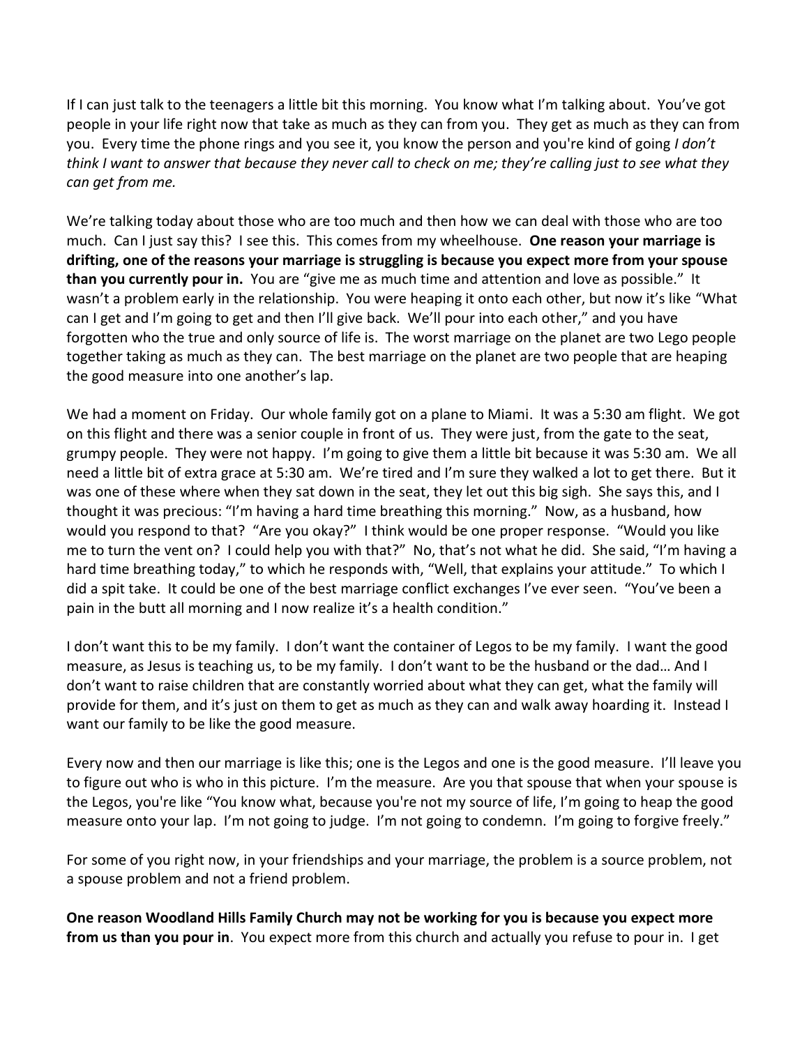If I can just talk to the teenagers a little bit this morning. You know what I'm talking about. You've got people in your life right now that take as much as they can from you. They get as much as they can from you. Every time the phone rings and you see it, you know the person and you're kind of going *I don't think I want to answer that because they never call to check on me; they're calling just to see what they can get from me.*

We're talking today about those who are too much and then how we can deal with those who are too much. Can I just say this? I see this. This comes from my wheelhouse. **One reason your marriage is drifting, one of the reasons your marriage is struggling is because you expect more from your spouse than you currently pour in.** You are "give me as much time and attention and love as possible." It wasn't a problem early in the relationship. You were heaping it onto each other, but now it's like "What can I get and I'm going to get and then I'll give back. We'll pour into each other," and you have forgotten who the true and only source of life is. The worst marriage on the planet are two Lego people together taking as much as they can. The best marriage on the planet are two people that are heaping the good measure into one another's lap.

We had a moment on Friday. Our whole family got on a plane to Miami. It was a 5:30 am flight. We got on this flight and there was a senior couple in front of us. They were just, from the gate to the seat, grumpy people. They were not happy. I'm going to give them a little bit because it was 5:30 am. We all need a little bit of extra grace at 5:30 am. We're tired and I'm sure they walked a lot to get there. But it was one of these where when they sat down in the seat, they let out this big sigh. She says this, and I thought it was precious: "I'm having a hard time breathing this morning." Now, as a husband, how would you respond to that? "Are you okay?" I think would be one proper response. "Would you like me to turn the vent on? I could help you with that?" No, that's not what he did. She said, "I'm having a hard time breathing today," to which he responds with, "Well, that explains your attitude." To which I did a spit take. It could be one of the best marriage conflict exchanges I've ever seen. "You've been a pain in the butt all morning and I now realize it's a health condition."

I don't want this to be my family. I don't want the container of Legos to be my family. I want the good measure, as Jesus is teaching us, to be my family. I don't want to be the husband or the dad… And I don't want to raise children that are constantly worried about what they can get, what the family will provide for them, and it's just on them to get as much as they can and walk away hoarding it. Instead I want our family to be like the good measure.

Every now and then our marriage is like this; one is the Legos and one is the good measure. I'll leave you to figure out who is who in this picture. I'm the measure. Are you that spouse that when your spouse is the Legos, you're like "You know what, because you're not my source of life, I'm going to heap the good measure onto your lap. I'm not going to judge. I'm not going to condemn. I'm going to forgive freely."

For some of you right now, in your friendships and your marriage, the problem is a source problem, not a spouse problem and not a friend problem.

**One reason Woodland Hills Family Church may not be working for you is because you expect more from us than you pour in**. You expect more from this church and actually you refuse to pour in. I get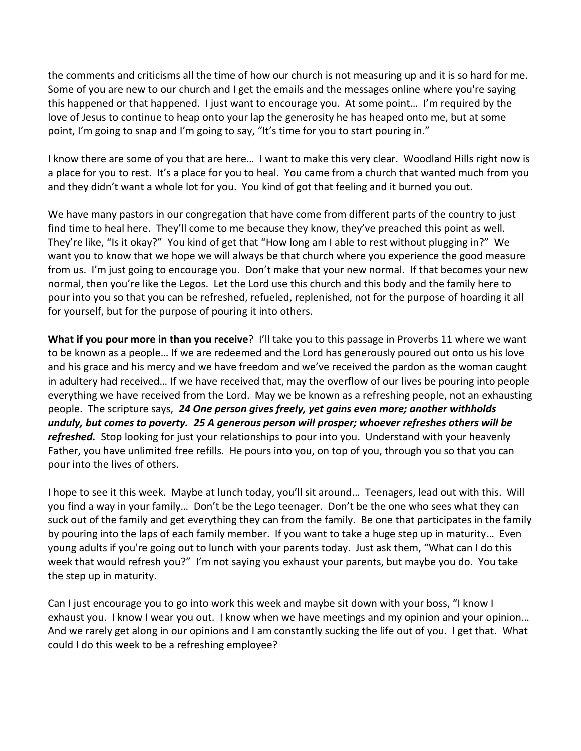the comments and criticisms all the time of how our church is not measuring up and it is so hard for me. Some of you are new to our church and I get the emails and the messages online where you're saying this happened or that happened. I just want to encourage you. At some point… I'm required by the love of Jesus to continue to heap onto your lap the generosity he has heaped onto me, but at some point, I'm going to snap and I'm going to say, "It's time for you to start pouring in."

I know there are some of you that are here… I want to make this very clear. Woodland Hills right now is a place for you to rest. It's a place for you to heal. You came from a church that wanted much from you and they didn't want a whole lot for you. You kind of got that feeling and it burned you out.

We have many pastors in our congregation that have come from different parts of the country to just find time to heal here. They'll come to me because they know, they've preached this point as well. They're like, "Is it okay?" You kind of get that "How long am I able to rest without plugging in?" We want you to know that we hope we will always be that church where you experience the good measure from us. I'm just going to encourage you. Don't make that your new normal. If that becomes your new normal, then you're like the Legos. Let the Lord use this church and this body and the family here to pour into you so that you can be refreshed, refueled, replenished, not for the purpose of hoarding it all for yourself, but for the purpose of pouring it into others.

**What if you pour more in than you receive**? I'll take you to this passage in Proverbs 11 where we want to be known as a people… If we are redeemed and the Lord has generously poured out onto us his love and his grace and his mercy and we have freedom and we've received the pardon as the woman caught in adultery had received… If we have received that, may the overflow of our lives be pouring into people everything we have received from the Lord. May we be known as a refreshing people, not an exhausting people. The scripture says, ***24 One person gives freely, yet gains even more; another withholds unduly, but comes to poverty. 25 A generous person will prosper; whoever refreshes others will be refreshed.*** Stop looking for just your relationships to pour into you. Understand with your heavenly Father, you have unlimited free refills. He pours into you, on top of you, through you so that you can pour into the lives of others.

I hope to see it this week. Maybe at lunch today, you'll sit around… Teenagers, lead out with this. Will you find a way in your family… Don't be the Lego teenager. Don't be the one who sees what they can suck out of the family and get everything they can from the family. Be one that participates in the family by pouring into the laps of each family member. If you want to take a huge step up in maturity… Even young adults if you're going out to lunch with your parents today. Just ask them, "What can I do this week that would refresh you?" I'm not saying you exhaust your parents, but maybe you do. You take the step up in maturity.

Can I just encourage you to go into work this week and maybe sit down with your boss, "I know I exhaust you. I know I wear you out. I know when we have meetings and my opinion and your opinion… And we rarely get along in our opinions and I am constantly sucking the life out of you. I get that. What could I do this week to be a refreshing employee?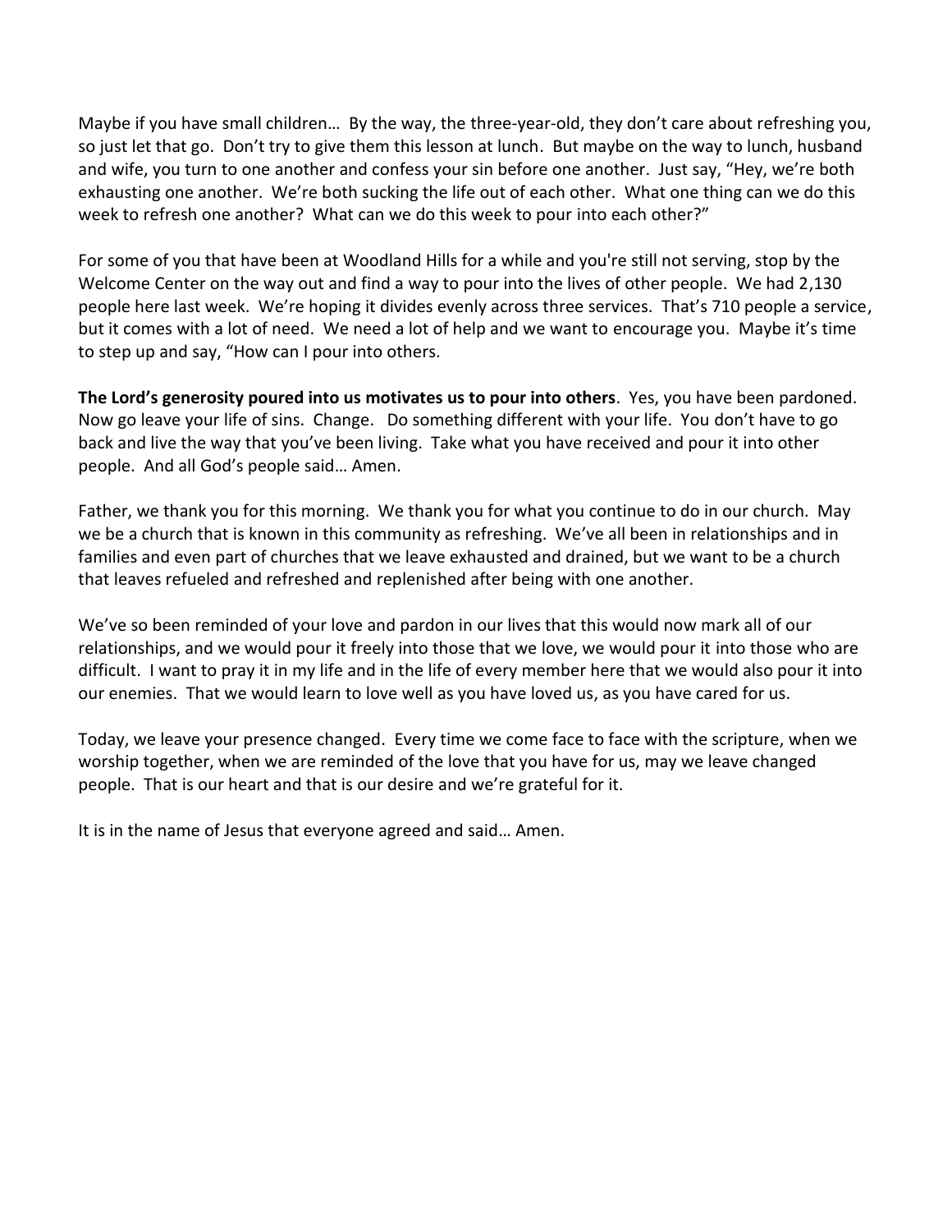Maybe if you have small children… By the way, the three-year-old, they don't care about refreshing you, so just let that go. Don't try to give them this lesson at lunch. But maybe on the way to lunch, husband and wife, you turn to one another and confess your sin before one another. Just say, "Hey, we're both exhausting one another. We're both sucking the life out of each other. What one thing can we do this week to refresh one another? What can we do this week to pour into each other?"

For some of you that have been at Woodland Hills for a while and you're still not serving, stop by the Welcome Center on the way out and find a way to pour into the lives of other people. We had 2,130 people here last week. We're hoping it divides evenly across three services. That's 710 people a service, but it comes with a lot of need. We need a lot of help and we want to encourage you. Maybe it's time to step up and say, "How can I pour into others.

**The Lord's generosity poured into us motivates us to pour into others**. Yes, you have been pardoned. Now go leave your life of sins. Change. Do something different with your life. You don't have to go back and live the way that you've been living. Take what you have received and pour it into other people. And all God's people said… Amen.

Father, we thank you for this morning. We thank you for what you continue to do in our church. May we be a church that is known in this community as refreshing. We've all been in relationships and in families and even part of churches that we leave exhausted and drained, but we want to be a church that leaves refueled and refreshed and replenished after being with one another.

We've so been reminded of your love and pardon in our lives that this would now mark all of our relationships, and we would pour it freely into those that we love, we would pour it into those who are difficult. I want to pray it in my life and in the life of every member here that we would also pour it into our enemies. That we would learn to love well as you have loved us, as you have cared for us.

Today, we leave your presence changed. Every time we come face to face with the scripture, when we worship together, when we are reminded of the love that you have for us, may we leave changed people. That is our heart and that is our desire and we're grateful for it.

It is in the name of Jesus that everyone agreed and said… Amen.